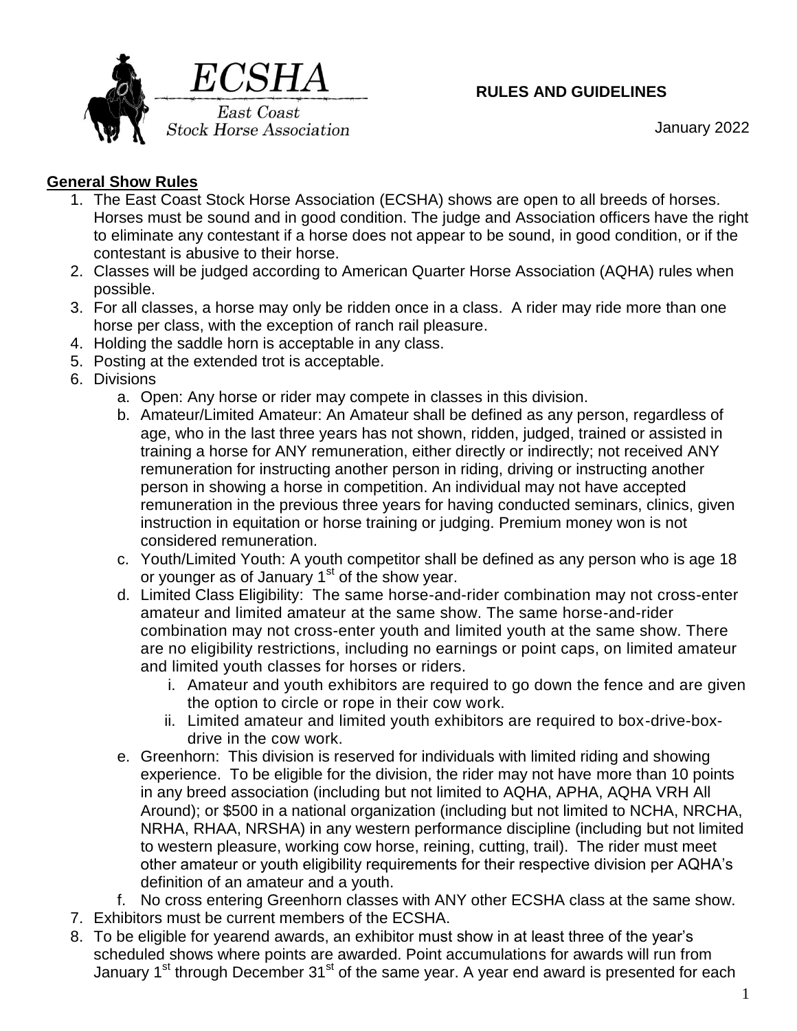# ECSHA

East Coast Stock Horse Association

**RULES AND GUIDELINES**

January 2022

## General Show Rules

1. The East Coast Stock Horse Association (ECSHA) shows are open to all breeds of horses. Horses must be sound and in good condition. The judge and Association officers have the right to eliminate any contestant if a horse does not appear to be sound, in good condition, or if the contestant is abusive to their horse.
2. Classes will be judged according to American Quarter Horse Association (AQHA) rules when possible.
3. For all classes, a horse may only be ridden once in a class. A rider may ride more than one horse per class, with the exception of ranch rail pleasure.
4. Holding the saddle horn is acceptable in any class.
5. Posting at the extended trot is acceptable.
6. Divisions
   a. Open: Any horse or rider may compete in classes in this division.
   b. Amateur/Limited Amateur: An Amateur shall be defined as any person, regardless of age, who in the last three years has not shown, ridden, judged, trained or assisted in training a horse for ANY remuneration, either directly or indirectly; not received ANY remuneration for instructing another person in riding, driving or instructing another person in showing a horse in competition. An individual may not have accepted remuneration in the previous three years for having conducted seminars, clinics, given instruction in equitation or horse training or judging. Premium money won is not considered remuneration.
   c. Youth/Limited Youth: A youth competitor shall be defined as any person who is age 18 or younger as of January 1st of the show year.
   d. Limited Class Eligibility: The same horse-and-rider combination may not cross-enter amateur and limited amateur at the same show. The same horse-and-rider combination may not cross-enter youth and limited youth at the same show. There are no eligibility restrictions, including no earnings or point caps, on limited amateur and limited youth classes for horses or riders.
      i. Amateur and youth exhibitors are required to go down the fence and are given the option to circle or rope in their cow work.
      ii. Limited amateur and limited youth exhibitors are required to box-drive-box-drive in the cow work.
   e. Greenhorn: This division is reserved for individuals with limited riding and showing experience. To be eligible for the division, the rider may not have more than 10 points in any breed association (including but not limited to AQHA, APHA, AQHA VRH All Around); or $500 in a national organization (including but not limited to NCHA, NRCHA, NRHA, RHAA, NRSHA) in any western performance discipline (including but not limited to western pleasure, working cow horse, reining, cutting, trail). The rider must meet other amateur or youth eligibility requirements for their respective division per AQHA's definition of an amateur and a youth.
   f. No cross entering Greenhorn classes with ANY other ECSHA class at the same show.
7. Exhibitors must be current members of the ECSHA.
8. To be eligible for yearend awards, an exhibitor must show in at least three of the year's scheduled shows where points are awarded. Point accumulations for awards will run from January 1st through December 31st of the same year. A year end award is presented for each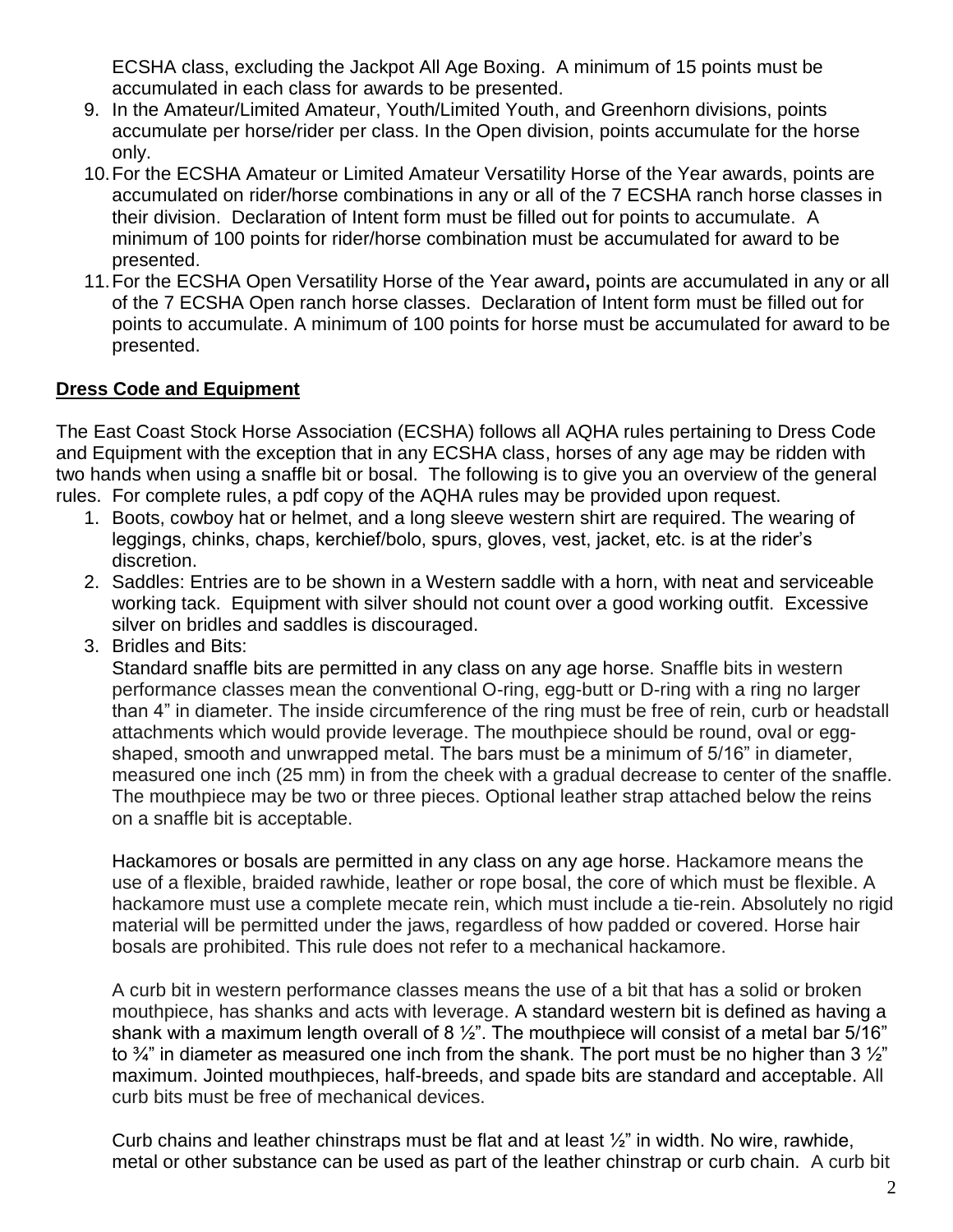ECSHA class, excluding the Jackpot All Age Boxing. A minimum of 15 points must be accumulated in each class for awards to be presented.

9. In the Amateur/Limited Amateur, Youth/Limited Youth, and Greenhorn divisions, points accumulate per horse/rider per class. In the Open division, points accumulate for the horse only.
10. For the ECSHA Amateur or Limited Amateur Versatility Horse of the Year awards, points are accumulated on rider/horse combinations in any or all of the 7 ECSHA ranch horse classes in their division. Declaration of Intent form must be filled out for points to accumulate. A minimum of 100 points for rider/horse combination must be accumulated for award to be presented.
11. For the ECSHA Open Versatility Horse of the Year award**,** points are accumulated in any or all of the 7 ECSHA Open ranch horse classes. Declaration of Intent form must be filled out for points to accumulate. A minimum of 100 points for horse must be accumulated for award to be presented.

## Dress Code and Equipment

The East Coast Stock Horse Association (ECSHA) follows all AQHA rules pertaining to Dress Code and Equipment with the exception that in any ECSHA class, horses of any age may be ridden with two hands when using a snaffle bit or bosal. The following is to give you an overview of the general rules. For complete rules, a pdf copy of the AQHA rules may be provided upon request.

1. Boots, cowboy hat or helmet, and a long sleeve western shirt are required. The wearing of leggings, chinks, chaps, kerchief/bolo, spurs, gloves, vest, jacket, etc. is at the rider's discretion.
2. Saddles: Entries are to be shown in a Western saddle with a horn, with neat and serviceable working tack. Equipment with silver should not count over a good working outfit. Excessive silver on bridles and saddles is discouraged.
3. Bridles and Bits:
   Standard snaffle bits are permitted in any class on any age horse. Snaffle bits in western performance classes mean the conventional O-ring, egg-butt or D-ring with a ring no larger than 4" in diameter. The inside circumference of the ring must be free of rein, curb or headstall attachments which would provide leverage. The mouthpiece should be round, oval or egg-shaped, smooth and unwrapped metal. The bars must be a minimum of 5/16" in diameter, measured one inch (25 mm) in from the cheek with a gradual decrease to center of the snaffle. The mouthpiece may be two or three pieces. Optional leather strap attached below the reins on a snaffle bit is acceptable.

   Hackamores or bosals are permitted in any class on any age horse. Hackamore means the use of a flexible, braided rawhide, leather or rope bosal, the core of which must be flexible. A hackamore must use a complete mecate rein, which must include a tie-rein. Absolutely no rigid material will be permitted under the jaws, regardless of how padded or covered. Horse hair bosals are prohibited. This rule does not refer to a mechanical hackamore.

   A curb bit in western performance classes means the use of a bit that has a solid or broken mouthpiece, has shanks and acts with leverage. A standard western bit is defined as having a shank with a maximum length overall of 8 ½". The mouthpiece will consist of a metal bar 5/16" to ¾" in diameter as measured one inch from the shank. The port must be no higher than 3 ½" maximum. Jointed mouthpieces, half-breeds, and spade bits are standard and acceptable. All curb bits must be free of mechanical devices.

   Curb chains and leather chinstraps must be flat and at least ½" in width. No wire, rawhide, metal or other substance can be used as part of the leather chinstrap or curb chain. A curb bit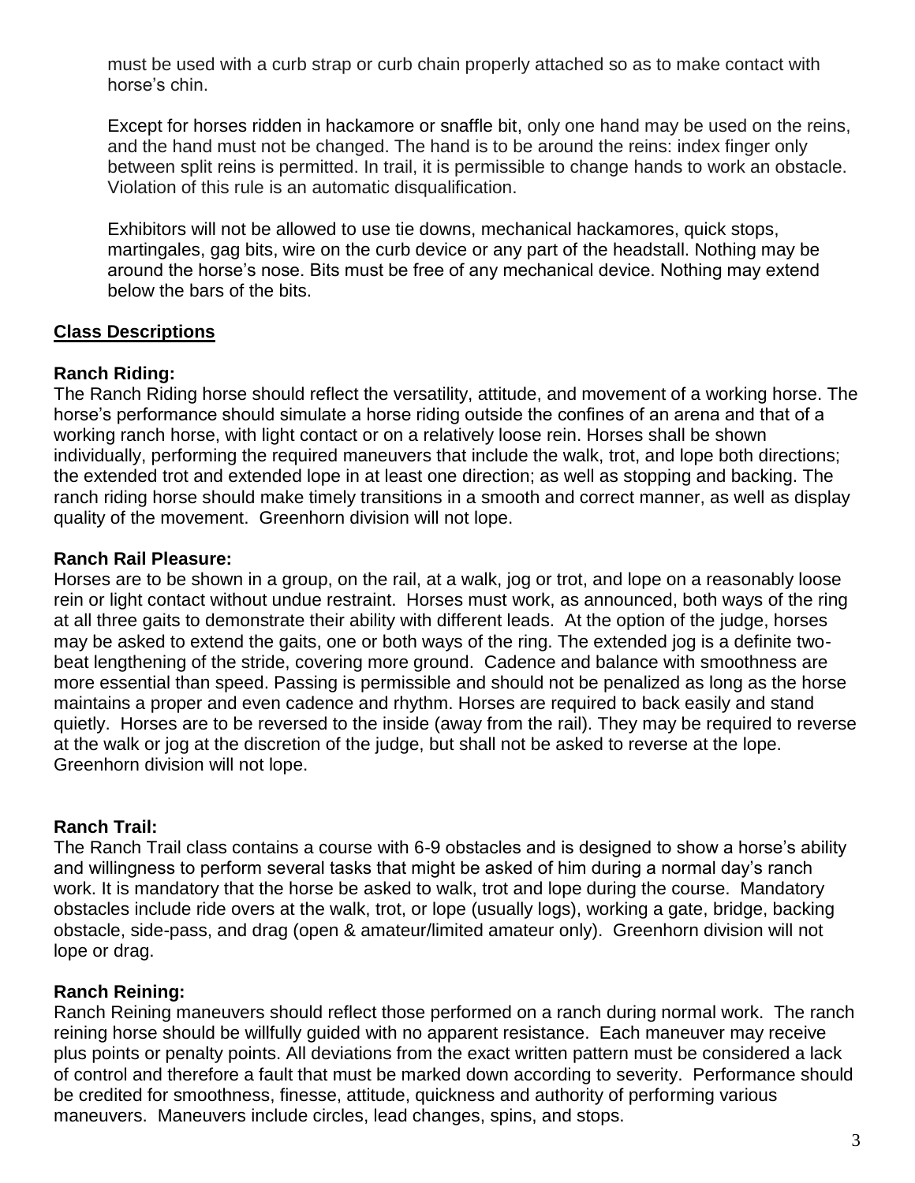must be used with a curb strap or curb chain properly attached so as to make contact with horse's chin.

Except for horses ridden in hackamore or snaffle bit, only one hand may be used on the reins, and the hand must not be changed. The hand is to be around the reins: index finger only between split reins is permitted. In trail, it is permissible to change hands to work an obstacle. Violation of this rule is an automatic disqualification.

Exhibitors will not be allowed to use tie downs, mechanical hackamores, quick stops, martingales, gag bits, wire on the curb device or any part of the headstall. Nothing may be around the horse's nose. Bits must be free of any mechanical device. Nothing may extend below the bars of the bits.

## Class Descriptions

**Ranch Riding:**
The Ranch Riding horse should reflect the versatility, attitude, and movement of a working horse. The horse's performance should simulate a horse riding outside the confines of an arena and that of a working ranch horse, with light contact or on a relatively loose rein. Horses shall be shown individually, performing the required maneuvers that include the walk, trot, and lope both directions; the extended trot and extended lope in at least one direction; as well as stopping and backing. The ranch riding horse should make timely transitions in a smooth and correct manner, as well as display quality of the movement. Greenhorn division will not lope.

**Ranch Rail Pleasure:**
Horses are to be shown in a group, on the rail, at a walk, jog or trot, and lope on a reasonably loose rein or light contact without undue restraint. Horses must work, as announced, both ways of the ring at all three gaits to demonstrate their ability with different leads. At the option of the judge, horses may be asked to extend the gaits, one or both ways of the ring. The extended jog is a definite two-beat lengthening of the stride, covering more ground. Cadence and balance with smoothness are more essential than speed. Passing is permissible and should not be penalized as long as the horse maintains a proper and even cadence and rhythm. Horses are required to back easily and stand quietly. Horses are to be reversed to the inside (away from the rail). They may be required to reverse at the walk or jog at the discretion of the judge, but shall not be asked to reverse at the lope. Greenhorn division will not lope.

**Ranch Trail:**
The Ranch Trail class contains a course with 6-9 obstacles and is designed to show a horse's ability and willingness to perform several tasks that might be asked of him during a normal day's ranch work. It is mandatory that the horse be asked to walk, trot and lope during the course. Mandatory obstacles include ride overs at the walk, trot, or lope (usually logs), working a gate, bridge, backing obstacle, side-pass, and drag (open & amateur/limited amateur only). Greenhorn division will not lope or drag.

**Ranch Reining:**
Ranch Reining maneuvers should reflect those performed on a ranch during normal work. The ranch reining horse should be willfully guided with no apparent resistance. Each maneuver may receive plus points or penalty points. All deviations from the exact written pattern must be considered a lack of control and therefore a fault that must be marked down according to severity. Performance should be credited for smoothness, finesse, attitude, quickness and authority of performing various maneuvers. Maneuvers include circles, lead changes, spins, and stops.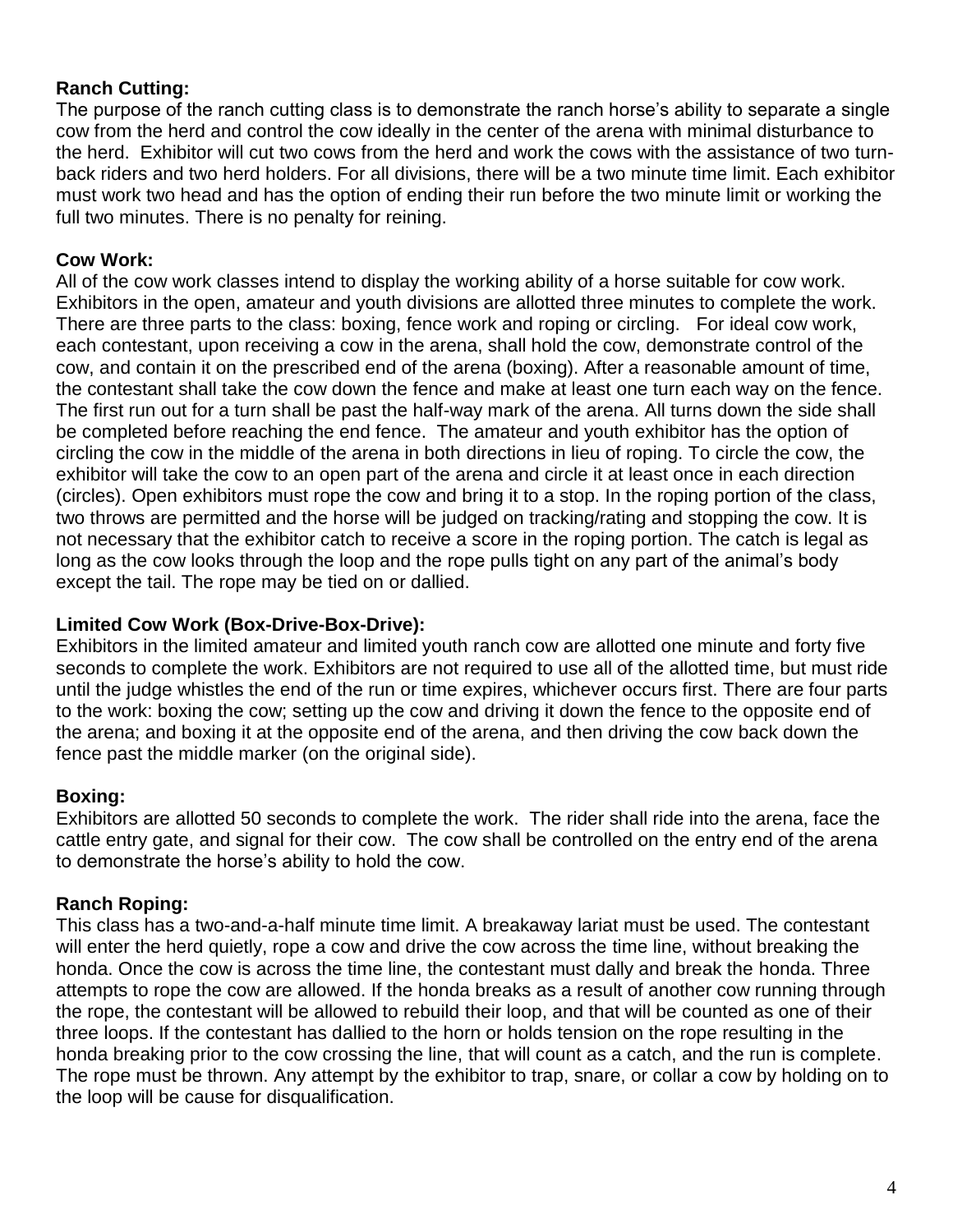**Ranch Cutting:**
The purpose of the ranch cutting class is to demonstrate the ranch horse's ability to separate a single cow from the herd and control the cow ideally in the center of the arena with minimal disturbance to the herd. Exhibitor will cut two cows from the herd and work the cows with the assistance of two turn-back riders and two herd holders. For all divisions, there will be a two minute time limit. Each exhibitor must work two head and has the option of ending their run before the two minute limit or working the full two minutes. There is no penalty for reining.

**Cow Work:**
All of the cow work classes intend to display the working ability of a horse suitable for cow work. Exhibitors in the open, amateur and youth divisions are allotted three minutes to complete the work. There are three parts to the class: boxing, fence work and roping or circling. For ideal cow work, each contestant, upon receiving a cow in the arena, shall hold the cow, demonstrate control of the cow, and contain it on the prescribed end of the arena (boxing). After a reasonable amount of time, the contestant shall take the cow down the fence and make at least one turn each way on the fence. The first run out for a turn shall be past the half-way mark of the arena. All turns down the side shall be completed before reaching the end fence. The amateur and youth exhibitor has the option of circling the cow in the middle of the arena in both directions in lieu of roping. To circle the cow, the exhibitor will take the cow to an open part of the arena and circle it at least once in each direction (circles). Open exhibitors must rope the cow and bring it to a stop. In the roping portion of the class, two throws are permitted and the horse will be judged on tracking/rating and stopping the cow. It is not necessary that the exhibitor catch to receive a score in the roping portion. The catch is legal as long as the cow looks through the loop and the rope pulls tight on any part of the animal's body except the tail. The rope may be tied on or dallied.

**Limited Cow Work (Box-Drive-Box-Drive):**
Exhibitors in the limited amateur and limited youth ranch cow are allotted one minute and forty five seconds to complete the work. Exhibitors are not required to use all of the allotted time, but must ride until the judge whistles the end of the run or time expires, whichever occurs first. There are four parts to the work: boxing the cow; setting up the cow and driving it down the fence to the opposite end of the arena; and boxing it at the opposite end of the arena, and then driving the cow back down the fence past the middle marker (on the original side).

**Boxing:**
Exhibitors are allotted 50 seconds to complete the work. The rider shall ride into the arena, face the cattle entry gate, and signal for their cow. The cow shall be controlled on the entry end of the arena to demonstrate the horse's ability to hold the cow.

**Ranch Roping:**
This class has a two-and-a-half minute time limit. A breakaway lariat must be used. The contestant will enter the herd quietly, rope a cow and drive the cow across the time line, without breaking the honda. Once the cow is across the time line, the contestant must dally and break the honda. Three attempts to rope the cow are allowed. If the honda breaks as a result of another cow running through the rope, the contestant will be allowed to rebuild their loop, and that will be counted as one of their three loops. If the contestant has dallied to the horn or holds tension on the rope resulting in the honda breaking prior to the cow crossing the line, that will count as a catch, and the run is complete. The rope must be thrown. Any attempt by the exhibitor to trap, snare, or collar a cow by holding on to the loop will be cause for disqualification.